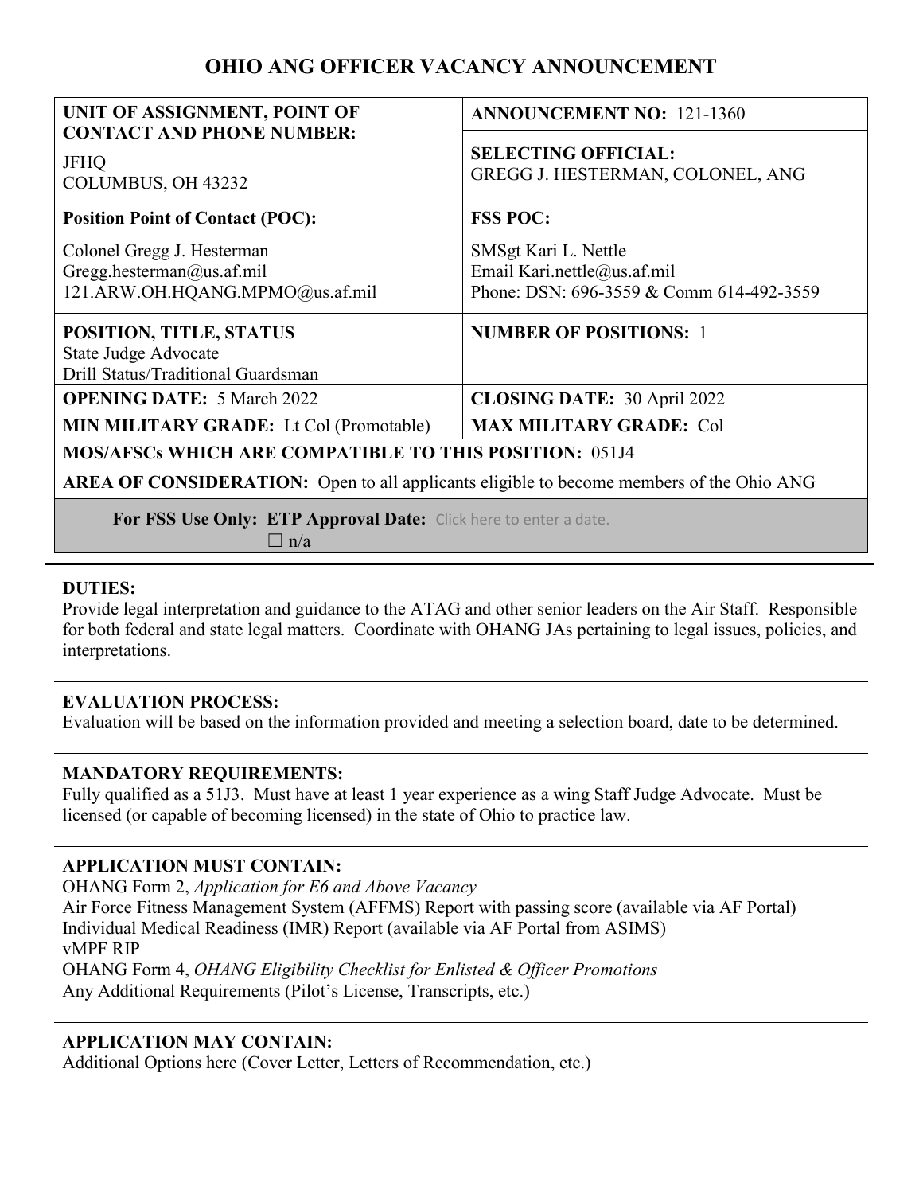# OHIO ANG OFFICER VACANCY ANNOUNCEMENT

| **UNIT OF ASSIGNMENT, POINT OF CONTACT AND PHONE NUMBER:**<br>JFHQ<br>COLUMBUS, OH 43232 | **ANNOUNCEMENT NO:** 121-1360<br><br>**SELECTING OFFICIAL:**<br>GREGG J. HESTERMAN, COLONEL, ANG |
|---|---|
| **Position Point of Contact (POC):**<br>Colonel Gregg J. Hesterman<br>Gregg.hesterman@us.af.mil<br>121.ARW.OH.HQANG.MPMO@us.af.mil | **FSS POC:**<br>SMSgt Kari L. Nettle<br>Email Kari.nettle@us.af.mil<br>Phone: DSN: 696-3559 & Comm 614-492-3559 |
| **POSITION, TITLE, STATUS**<br>State Judge Advocate<br>Drill Status/Traditional Guardsman | **NUMBER OF POSITIONS:** 1 |
| **OPENING DATE:** 5 March 2022 | **CLOSING DATE:** 30 April 2022 |
| **MIN MILITARY GRADE:** Lt Col (Promotable) | **MAX MILITARY GRADE:** Col |
| **MOS/AFSCs WHICH ARE COMPATIBLE TO THIS POSITION:** 051J4 | |
| **AREA OF CONSIDERATION:** Open to all applicants eligible to become members of the Ohio ANG | |
| **For FSS Use Only: ETP Approval Date:** Click here to enter a date.<br>☐ n/a | |

**DUTIES:**
Provide legal interpretation and guidance to the ATAG and other senior leaders on the Air Staff. Responsible for both federal and state legal matters. Coordinate with OHANG JAs pertaining to legal issues, policies, and interpretations.

**EVALUATION PROCESS:**
Evaluation will be based on the information provided and meeting a selection board, date to be determined.

**MANDATORY REQUIREMENTS:**
Fully qualified as a 51J3. Must have at least 1 year experience as a wing Staff Judge Advocate. Must be licensed (or capable of becoming licensed) in the state of Ohio to practice law.

**APPLICATION MUST CONTAIN:**
OHANG Form 2, *Application for E6 and Above Vacancy*
Air Force Fitness Management System (AFFMS) Report with passing score (available via AF Portal)
Individual Medical Readiness (IMR) Report (available via AF Portal from ASIMS)
vMPF RIP
OHANG Form 4, *OHANG Eligibility Checklist for Enlisted & Officer Promotions*
Any Additional Requirements (Pilot's License, Transcripts, etc.)

**APPLICATION MAY CONTAIN:**
Additional Options here (Cover Letter, Letters of Recommendation, etc.)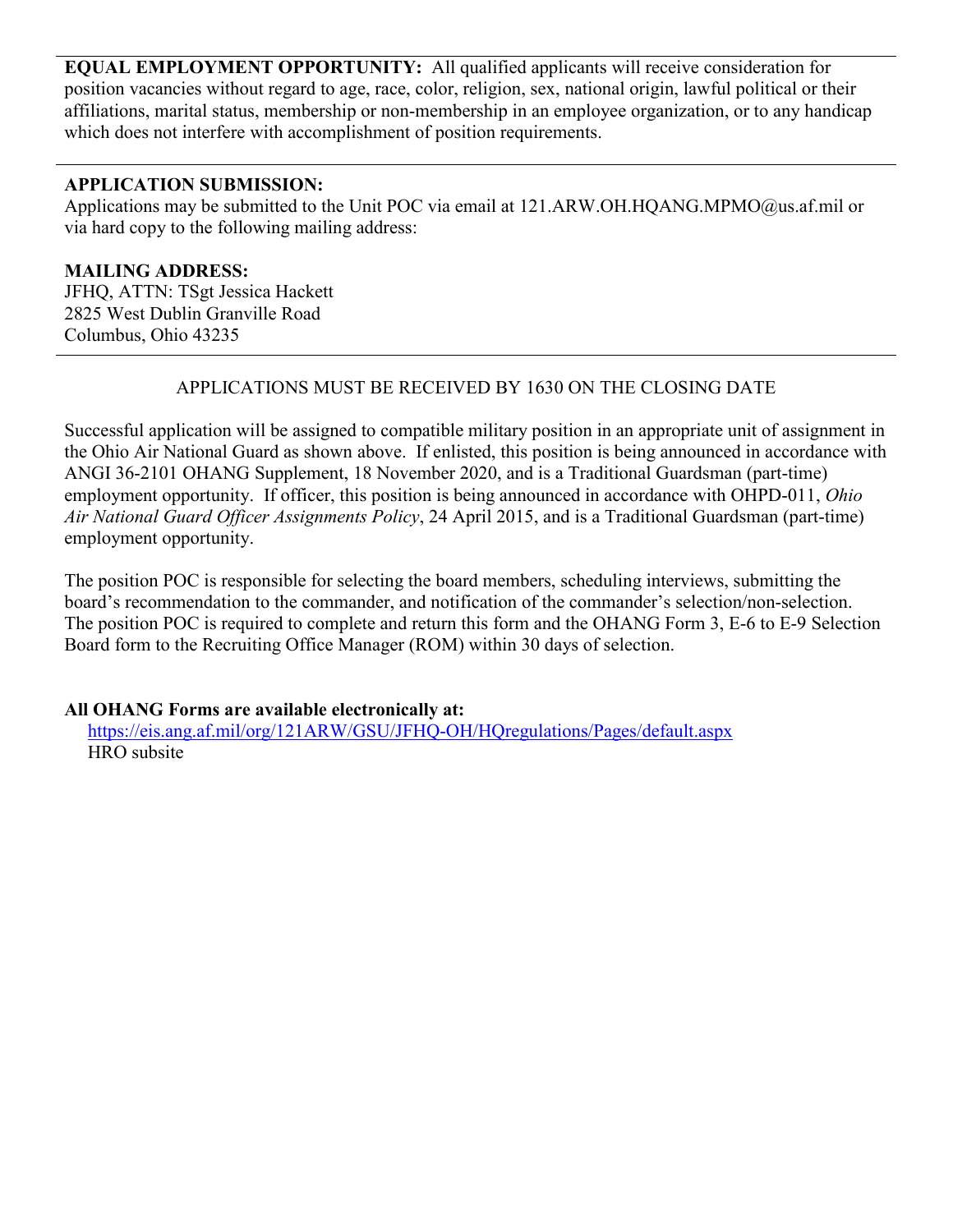**EQUAL EMPLOYMENT OPPORTUNITY:** All qualified applicants will receive consideration for position vacancies without regard to age, race, color, religion, sex, national origin, lawful political or their affiliations, marital status, membership or non-membership in an employee organization, or to any handicap which does not interfere with accomplishment of position requirements.

---

**APPLICATION SUBMISSION:**
Applications may be submitted to the Unit POC via email at 121.ARW.OH.HQANG.MPMO@us.af.mil or via hard copy to the following mailing address:

**MAILING ADDRESS:**
JFHQ, ATTN: TSgt Jessica Hackett
2825 West Dublin Granville Road
Columbus, Ohio 43235

---

APPLICATIONS MUST BE RECEIVED BY 1630 ON THE CLOSING DATE

Successful application will be assigned to compatible military position in an appropriate unit of assignment in the Ohio Air National Guard as shown above. If enlisted, this position is being announced in accordance with ANGI 36-2101 OHANG Supplement, 18 November 2020, and is a Traditional Guardsman (part-time) employment opportunity. If officer, this position is being announced in accordance with OHPD-011, *Ohio Air National Guard Officer Assignments Policy*, 24 April 2015, and is a Traditional Guardsman (part-time) employment opportunity.

The position POC is responsible for selecting the board members, scheduling interviews, submitting the board's recommendation to the commander, and notification of the commander's selection/non-selection. The position POC is required to complete and return this form and the OHANG Form 3, E-6 to E-9 Selection Board form to the Recruiting Office Manager (ROM) within 30 days of selection.

**All OHANG Forms are available electronically at:**
https://eis.ang.af.mil/org/121ARW/GSU/JFHQ-OH/HQregulations/Pages/default.aspx
HRO subsite